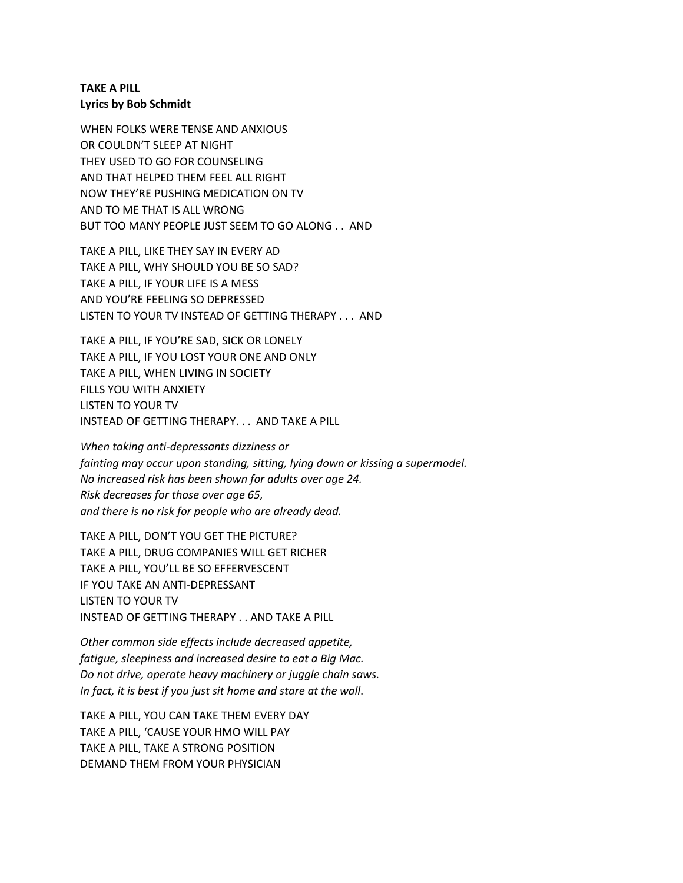**TAKE A PILL**
**Lyrics by Bob Schmidt**

WHEN FOLKS WERE TENSE AND ANXIOUS
OR COULDN'T SLEEP AT NIGHT
THEY USED TO GO FOR COUNSELING
AND THAT HELPED THEM FEEL ALL RIGHT
NOW THEY'RE PUSHING MEDICATION ON TV
AND TO ME THAT IS ALL WRONG
BUT TOO MANY PEOPLE JUST SEEM TO GO ALONG . . AND

TAKE A PILL, LIKE THEY SAY IN EVERY AD
TAKE A PILL, WHY SHOULD YOU BE SO SAD?
TAKE A PILL, IF YOUR LIFE IS A MESS
AND YOU'RE FEELING SO DEPRESSED
LISTEN TO YOUR TV INSTEAD OF GETTING THERAPY . . . AND

TAKE A PILL, IF YOU'RE SAD, SICK OR LONELY
TAKE A PILL, IF YOU LOST YOUR ONE AND ONLY
TAKE A PILL, WHEN LIVING IN SOCIETY
FILLS YOU WITH ANXIETY
LISTEN TO YOUR TV
INSTEAD OF GETTING THERAPY. . . AND TAKE A PILL

*When taking anti-depressants dizziness or*
*fainting may occur upon standing, sitting, lying down or kissing a supermodel.*
*No increased risk has been shown for adults over age 24.*
*Risk decreases for those over age 65,*
*and there is no risk for people who are already dead.*

TAKE A PILL, DON'T YOU GET THE PICTURE?
TAKE A PILL, DRUG COMPANIES WILL GET RICHER
TAKE A PILL, YOU'LL BE SO EFFERVESCENT
IF YOU TAKE AN ANTI-DEPRESSANT
LISTEN TO YOUR TV
INSTEAD OF GETTING THERAPY . . AND TAKE A PILL

*Other common side effects include decreased appetite,*
*fatigue, sleepiness and increased desire to eat a Big Mac.*
*Do not drive, operate heavy machinery or juggle chain saws.*
*In fact, it is best if you just sit home and stare at the wall.*

TAKE A PILL, YOU CAN TAKE THEM EVERY DAY
TAKE A PILL, 'CAUSE YOUR HMO WILL PAY
TAKE A PILL, TAKE A STRONG POSITION
DEMAND THEM FROM YOUR PHYSICIAN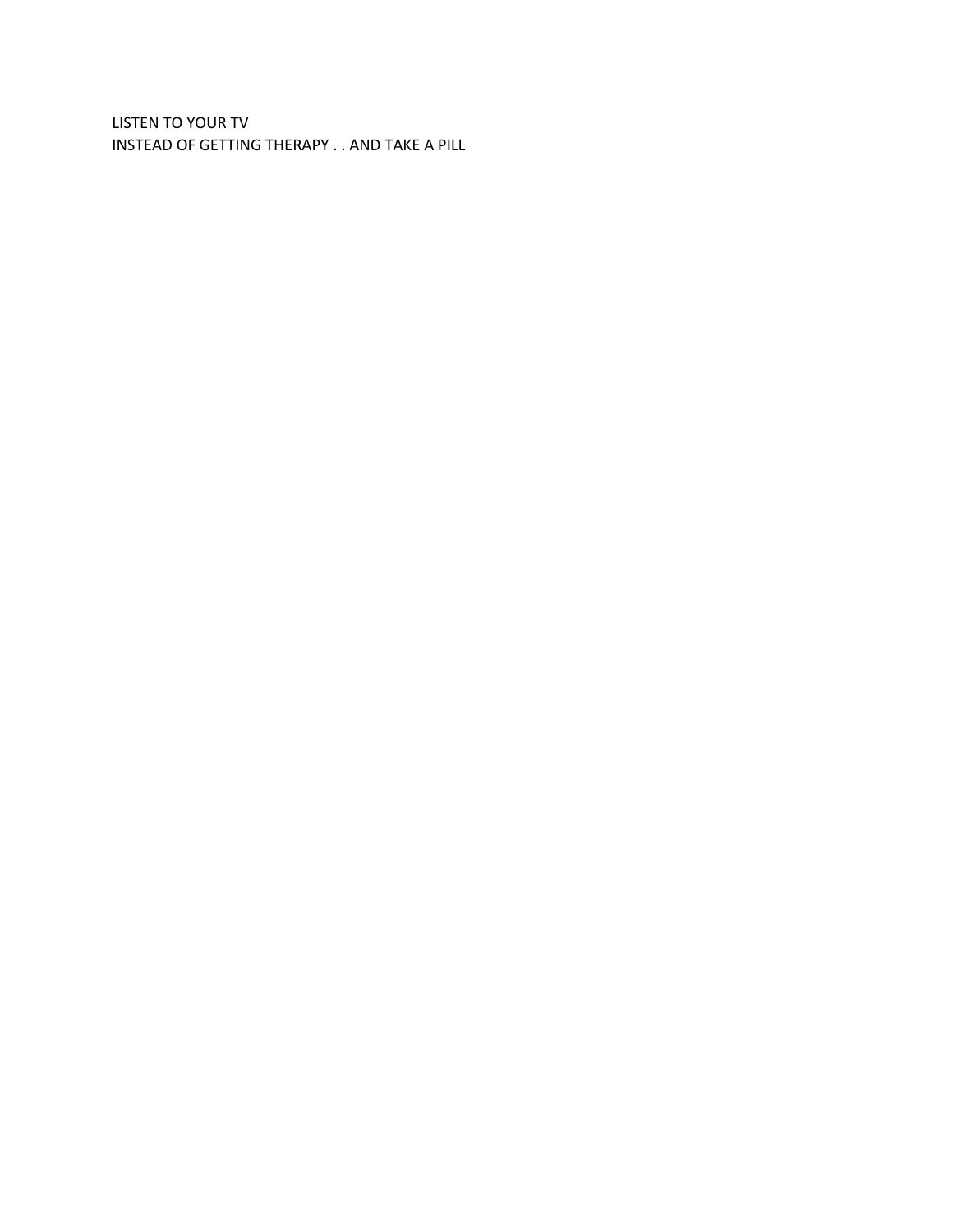LISTEN TO YOUR TV
INSTEAD OF GETTING THERAPY . . AND TAKE A PILL